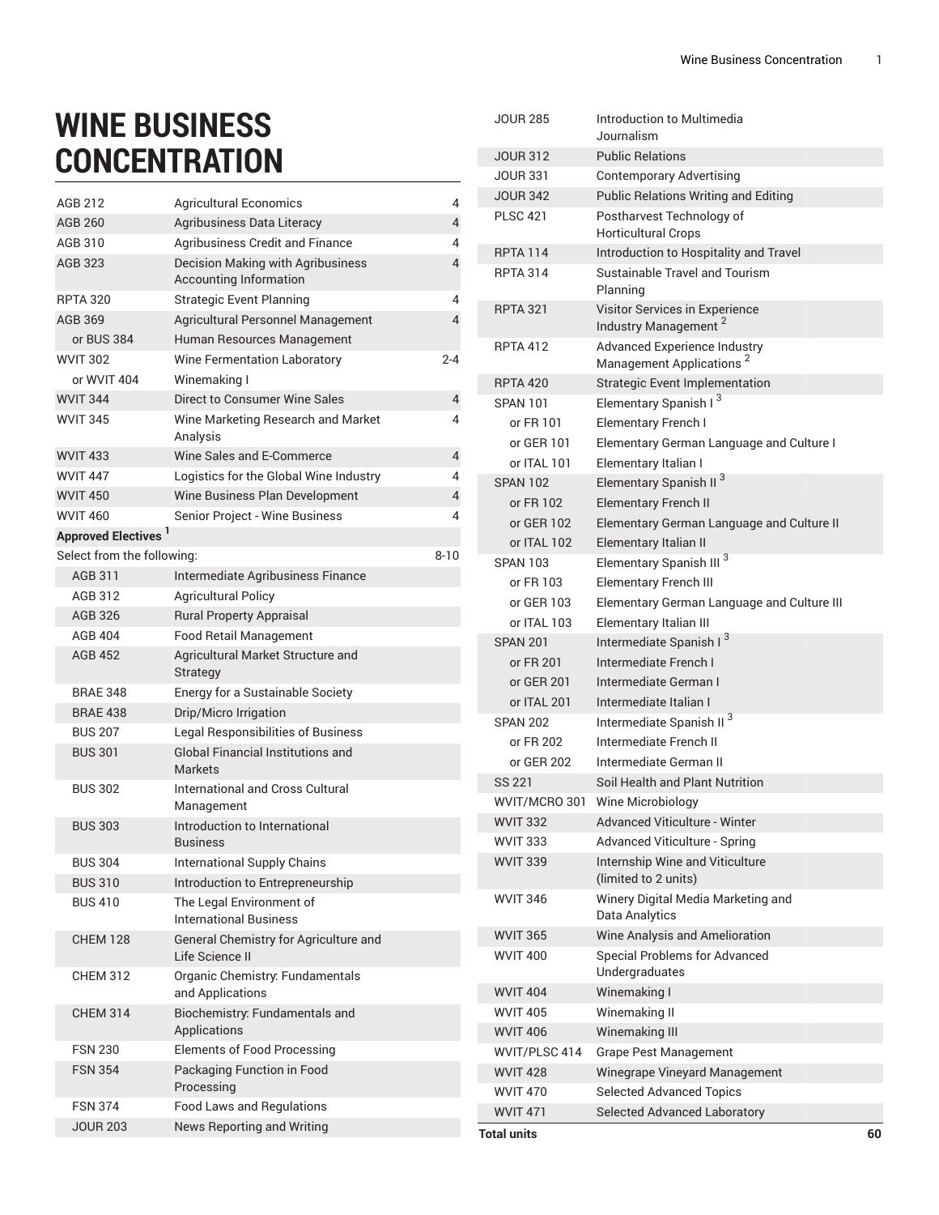# WINE BUSINESS CONCENTRATION

| | | |
|---|---|---|
| AGB 212 | Agricultural Economics | 4 |
| AGB 260 | Agribusiness Data Literacy | 4 |
| AGB 310 | Agribusiness Credit and Finance | 4 |
| AGB 323 | Decision Making with Agribusiness Accounting Information | 4 |
| RPTA 320 | Strategic Event Planning | 4 |
| AGB 369 | Agricultural Personnel Management | 4 |
| or BUS 384 | Human Resources Management | |
| WVIT 302 | Wine Fermentation Laboratory | 2-4 |
| or WVIT 404 | Winemaking I | |
| WVIT 344 | Direct to Consumer Wine Sales | 4 |
| WVIT 345 | Wine Marketing Research and Market Analysis | 4 |
| WVIT 433 | Wine Sales and E-Commerce | 4 |
| WVIT 447 | Logistics for the Global Wine Industry | 4 |
| WVIT 450 | Wine Business Plan Development | 4 |
| WVIT 460 | Senior Project - Wine Business | 4 |
| **Approved Electives** [1] | | |
| Select from the following: | | 8-10 |
| AGB 311 | Intermediate Agribusiness Finance | |
| AGB 312 | Agricultural Policy | |
| AGB 326 | Rural Property Appraisal | |
| AGB 404 | Food Retail Management | |
| AGB 452 | Agricultural Market Structure and Strategy | |
| BRAE 348 | Energy for a Sustainable Society | |
| BRAE 438 | Drip/Micro Irrigation | |
| BUS 207 | Legal Responsibilities of Business | |
| BUS 301 | Global Financial Institutions and Markets | |
| BUS 302 | International and Cross Cultural Management | |
| BUS 303 | Introduction to International Business | |
| BUS 304 | International Supply Chains | |
| BUS 310 | Introduction to Entrepreneurship | |
| BUS 410 | The Legal Environment of International Business | |
| CHEM 128 | General Chemistry for Agriculture and Life Science II | |
| CHEM 312 | Organic Chemistry: Fundamentals and Applications | |
| CHEM 314 | Biochemistry: Fundamentals and Applications | |
| FSN 230 | Elements of Food Processing | |
| FSN 354 | Packaging Function in Food Processing | |
| FSN 374 | Food Laws and Regulations | |
| JOUR 203 | News Reporting and Writing | |
| JOUR 285 | Introduction to Multimedia Journalism | |
| JOUR 312 | Public Relations | |
| JOUR 331 | Contemporary Advertising | |
| JOUR 342 | Public Relations Writing and Editing | |
| PLSC 421 | Postharvest Technology of Horticultural Crops | |
| RPTA 114 | Introduction to Hospitality and Travel | |
| RPTA 314 | Sustainable Travel and Tourism Planning | |
| RPTA 321 | Visitor Services in Experience Industry Management [2] | |
| RPTA 412 | Advanced Experience Industry Management Applications [2] | |
| RPTA 420 | Strategic Event Implementation | |
| SPAN 101 | Elementary Spanish I [3] | |
| or FR 101 | Elementary French I | |
| or GER 101 | Elementary German Language and Culture I | |
| or ITAL 101 | Elementary Italian I | |
| SPAN 102 | Elementary Spanish II [3] | |
| or FR 102 | Elementary French II | |
| or GER 102 | Elementary German Language and Culture II | |
| or ITAL 102 | Elementary Italian II | |
| SPAN 103 | Elementary Spanish III [3] | |
| or FR 103 | Elementary French III | |
| or GER 103 | Elementary German Language and Culture III | |
| or ITAL 103 | Elementary Italian III | |
| SPAN 201 | Intermediate Spanish I [3] | |
| or FR 201 | Intermediate French I | |
| or GER 201 | Intermediate German I | |
| or ITAL 201 | Intermediate Italian I | |
| SPAN 202 | Intermediate Spanish II [3] | |
| or FR 202 | Intermediate French II | |
| or GER 202 | Intermediate German II | |
| SS 221 | Soil Health and Plant Nutrition | |
| WVIT/MCRO 301 | Wine Microbiology | |
| WVIT 332 | Advanced Viticulture - Winter | |
| WVIT 333 | Advanced Viticulture - Spring | |
| WVIT 339 | Internship Wine and Viticulture (limited to 2 units) | |
| WVIT 346 | Winery Digital Media Marketing and Data Analytics | |
| WVIT 365 | Wine Analysis and Amelioration | |
| WVIT 400 | Special Problems for Advanced Undergraduates | |
| WVIT 404 | Winemaking I | |
| WVIT 405 | Winemaking II | |
| WVIT 406 | Winemaking III | |
| WVIT/PLSC 414 | Grape Pest Management | |
| WVIT 428 | Winegrape Vineyard Management | |
| WVIT 470 | Selected Advanced Topics | |
| WVIT 471 | Selected Advanced Laboratory | |
| **Total units** | | **60** |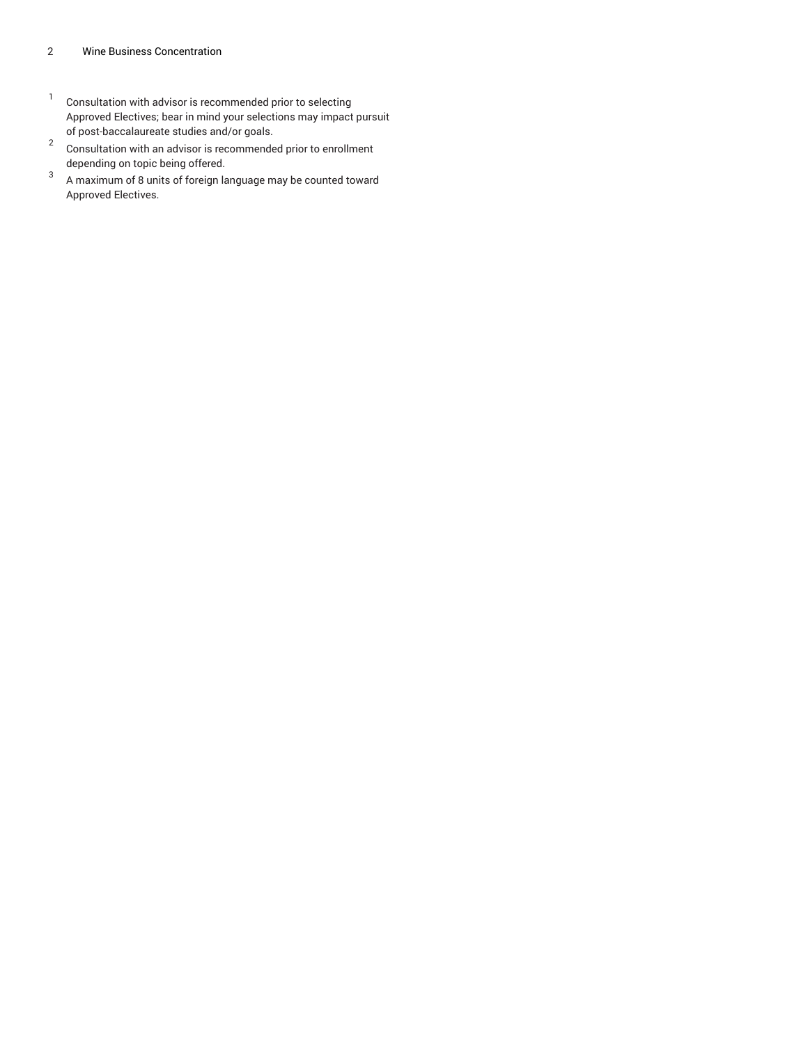[1] Consultation with advisor is recommended prior to selecting Approved Electives; bear in mind your selections may impact pursuit of post-baccalaureate studies and/or goals.

[2] Consultation with an advisor is recommended prior to enrollment depending on topic being offered.

[3] A maximum of 8 units of foreign language may be counted toward Approved Electives.